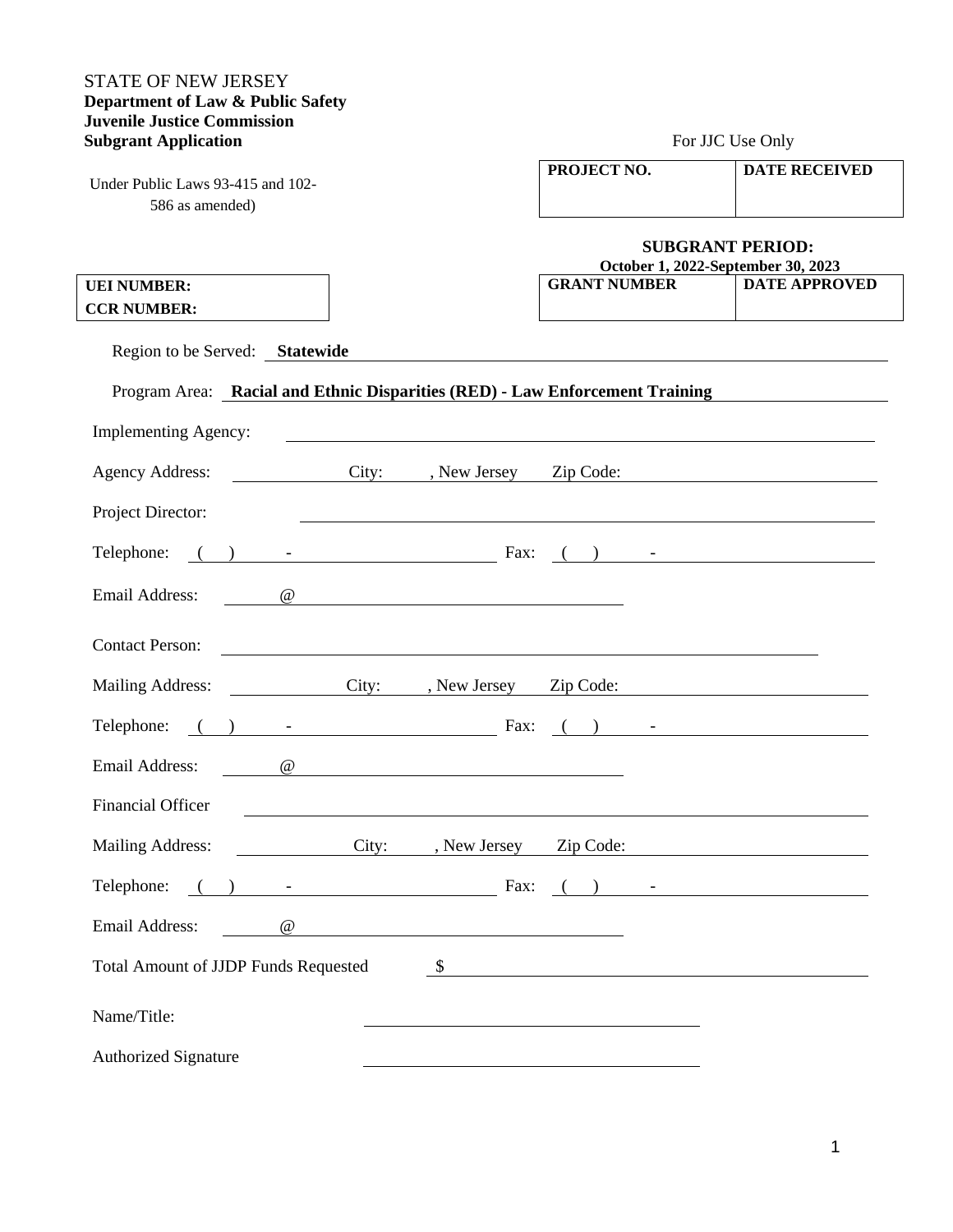STATE OF NEW JERSEY
**Department of Law & Public Safety**
**Juvenile Justice Commission**
**Subgrant Application**

Under Public Laws 93-415 and 102-586 as amended)

For JJC Use Only

| **PROJECT NO.** | **DATE RECEIVED** |
|---|---|
| | |

**SUBGRANT PERIOD:**
**October 1, 2022-September 30, 2023**

| **GRANT NUMBER** | **DATE APPROVED** |
|---|---|
| | |

| **UEI NUMBER:** |
|---|
| **CCR NUMBER:** |

Region to be Served: **Statewide**

Program Area: **Racial and Ethnic Disparities (RED) - Law Enforcement Training**

Implementing Agency: ______________________

Agency Address: __________ City: ______, New Jersey Zip Code: __________

Project Director: ______________________

Telephone: ( ) - __________ Fax: ( ) - __________

Email Address: @ __________

Contact Person: ______________________

Mailing Address: __________ City: ______, New Jersey Zip Code: __________

Telephone: ( ) - __________ Fax: ( ) - __________

Email Address: @ __________

Financial Officer ______________________

Mailing Address: __________ City: ______, New Jersey Zip Code: __________

Telephone: ( ) - __________ Fax: ( ) - __________

Email Address: @ __________

Total Amount of JJDP Funds Requested $ __________

Name/Title: ______________________

Authorized Signature ______________________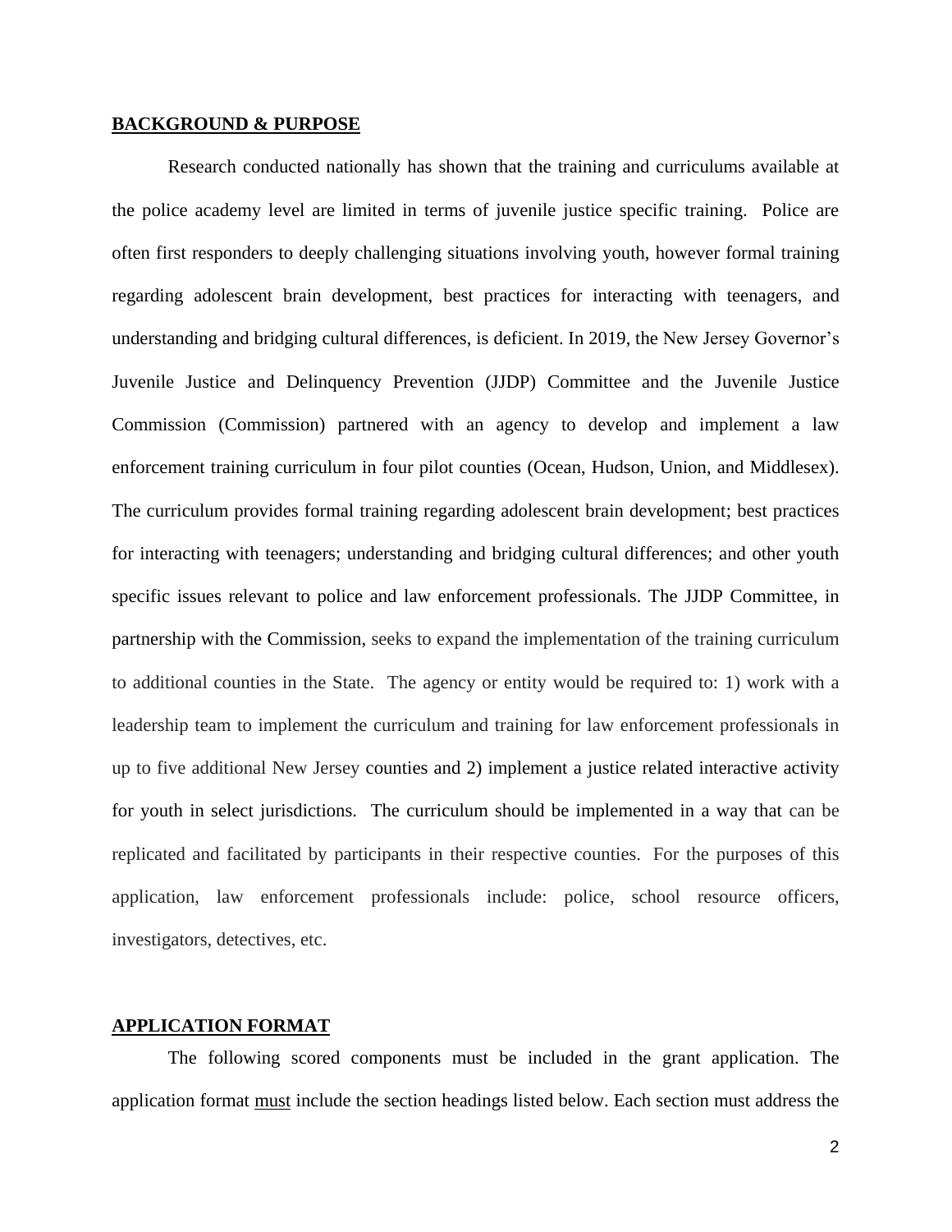**BACKGROUND & PURPOSE**

Research conducted nationally has shown that the training and curriculums available at the police academy level are limited in terms of juvenile justice specific training. Police are often first responders to deeply challenging situations involving youth, however formal training regarding adolescent brain development, best practices for interacting with teenagers, and understanding and bridging cultural differences, is deficient. In 2019, the New Jersey Governor's Juvenile Justice and Delinquency Prevention (JJDP) Committee and the Juvenile Justice Commission (Commission) partnered with an agency to develop and implement a law enforcement training curriculum in four pilot counties (Ocean, Hudson, Union, and Middlesex). The curriculum provides formal training regarding adolescent brain development; best practices for interacting with teenagers; understanding and bridging cultural differences; and other youth specific issues relevant to police and law enforcement professionals. The JJDP Committee, in partnership with the Commission, seeks to expand the implementation of the training curriculum to additional counties in the State. The agency or entity would be required to: 1) work with a leadership team to implement the curriculum and training for law enforcement professionals in up to five additional New Jersey counties and 2) implement a justice related interactive activity for youth in select jurisdictions. The curriculum should be implemented in a way that can be replicated and facilitated by participants in their respective counties. For the purposes of this application, law enforcement professionals include: police, school resource officers, investigators, detectives, etc.

**APPLICATION FORMAT**

The following scored components must be included in the grant application. The application format must include the section headings listed below. Each section must address the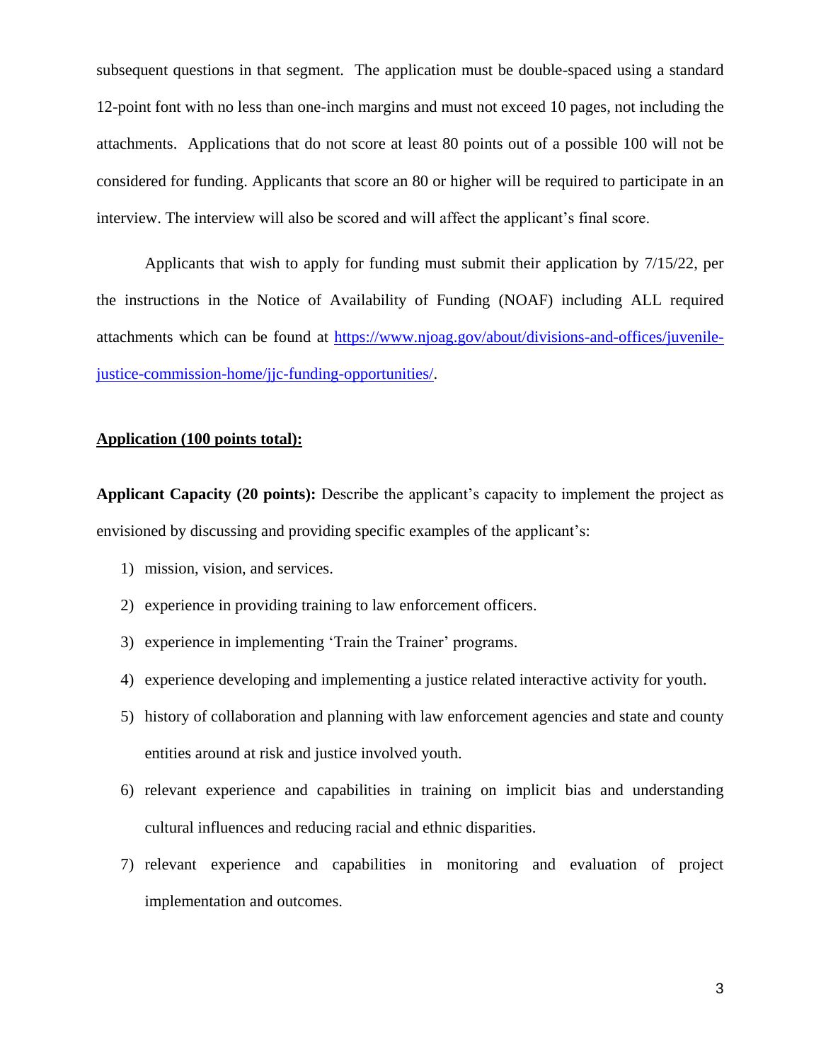subsequent questions in that segment. The application must be double-spaced using a standard 12-point font with no less than one-inch margins and must not exceed 10 pages, not including the attachments. Applications that do not score at least 80 points out of a possible 100 will not be considered for funding. Applicants that score an 80 or higher will be required to participate in an interview. The interview will also be scored and will affect the applicant's final score.

Applicants that wish to apply for funding must submit their application by 7/15/22, per the instructions in the Notice of Availability of Funding (NOAF) including ALL required attachments which can be found at [https://www.njoag.gov/about/divisions-and-offices/juvenile-justice-commission-home/jjc-funding-opportunities/](https://www.njoag.gov/about/divisions-and-offices/juvenile-justice-commission-home/jjc-funding-opportunities/).

**Application (100 points total):**

**Applicant Capacity (20 points):** Describe the applicant's capacity to implement the project as envisioned by discussing and providing specific examples of the applicant's:

1) mission, vision, and services.
2) experience in providing training to law enforcement officers.
3) experience in implementing 'Train the Trainer' programs.
4) experience developing and implementing a justice related interactive activity for youth.
5) history of collaboration and planning with law enforcement agencies and state and county entities around at risk and justice involved youth.
6) relevant experience and capabilities in training on implicit bias and understanding cultural influences and reducing racial and ethnic disparities.
7) relevant experience and capabilities in monitoring and evaluation of project implementation and outcomes.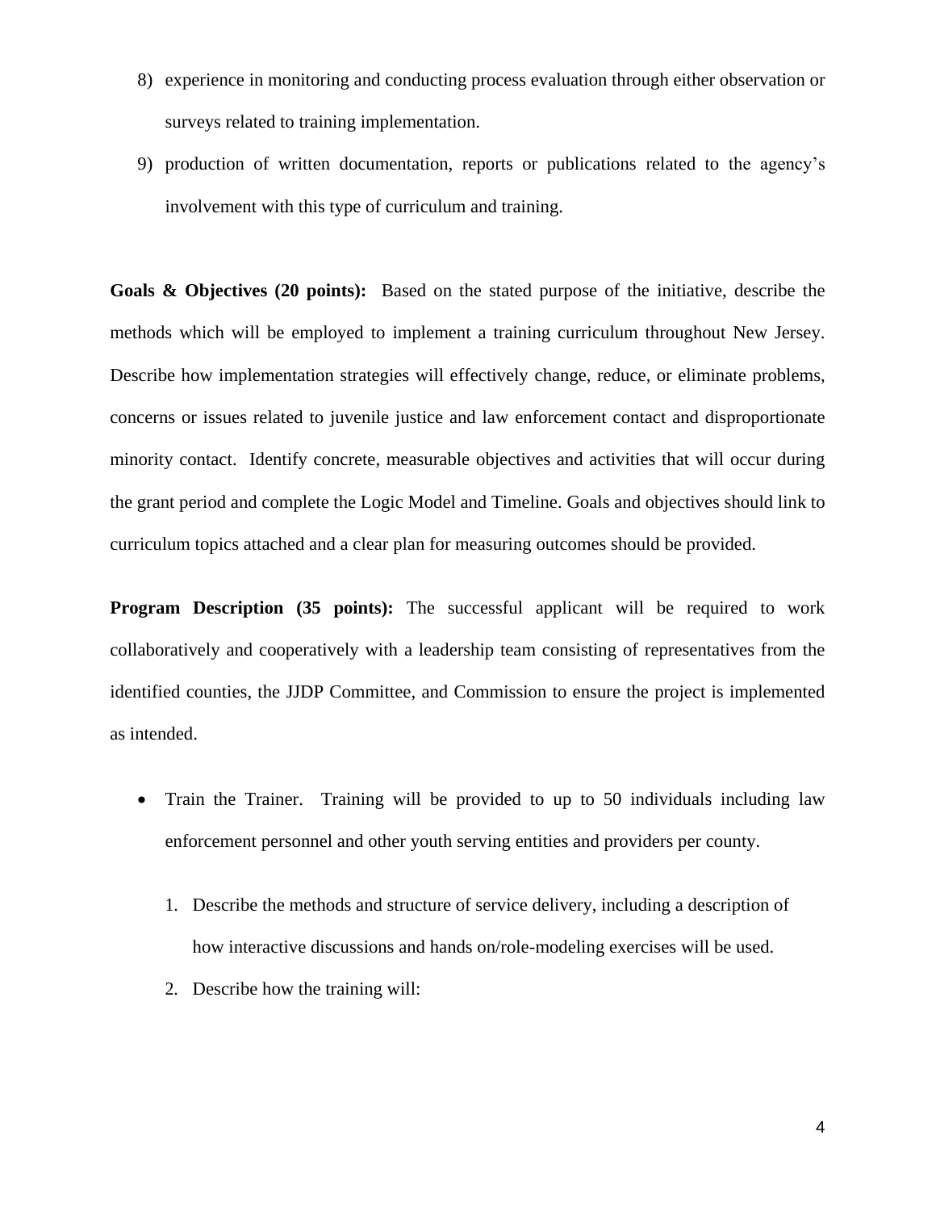8) experience in monitoring and conducting process evaluation through either observation or surveys related to training implementation.
9) production of written documentation, reports or publications related to the agency's involvement with this type of curriculum and training.

**Goals & Objectives (20 points):** Based on the stated purpose of the initiative, describe the methods which will be employed to implement a training curriculum throughout New Jersey. Describe how implementation strategies will effectively change, reduce, or eliminate problems, concerns or issues related to juvenile justice and law enforcement contact and disproportionate minority contact. Identify concrete, measurable objectives and activities that will occur during the grant period and complete the Logic Model and Timeline. Goals and objectives should link to curriculum topics attached and a clear plan for measuring outcomes should be provided.

**Program Description (35 points):** The successful applicant will be required to work collaboratively and cooperatively with a leadership team consisting of representatives from the identified counties, the JJDP Committee, and Commission to ensure the project is implemented as intended.

- Train the Trainer. Training will be provided to up to 50 individuals including law enforcement personnel and other youth serving entities and providers per county.

  1. Describe the methods and structure of service delivery, including a description of how interactive discussions and hands on/role-modeling exercises will be used.
  2. Describe how the training will: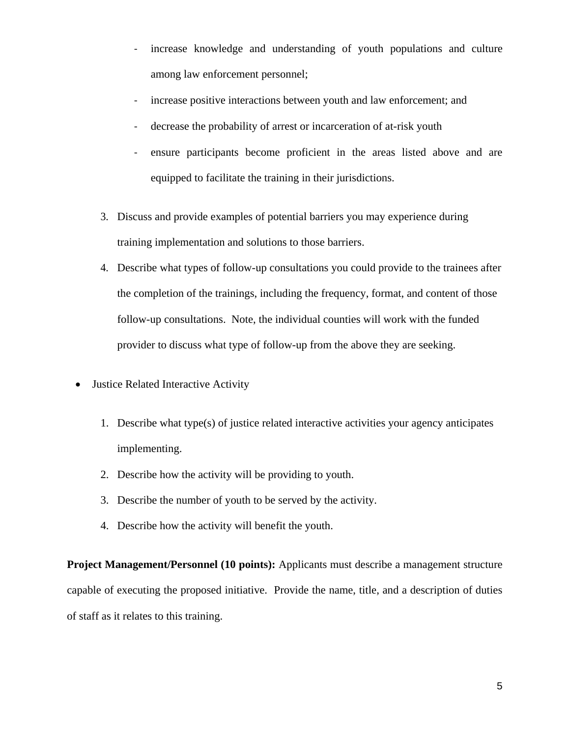- increase knowledge and understanding of youth populations and culture among law enforcement personnel;
- increase positive interactions between youth and law enforcement; and
- decrease the probability of arrest or incarceration of at-risk youth
- ensure participants become proficient in the areas listed above and are equipped to facilitate the training in their jurisdictions.

3. Discuss and provide examples of potential barriers you may experience during training implementation and solutions to those barriers.
4. Describe what types of follow-up consultations you could provide to the trainees after the completion of the trainings, including the frequency, format, and content of those follow-up consultations. Note, the individual counties will work with the funded provider to discuss what type of follow-up from the above they are seeking.

- Justice Related Interactive Activity

1. Describe what type(s) of justice related interactive activities your agency anticipates implementing.
2. Describe how the activity will be providing to youth.
3. Describe the number of youth to be served by the activity.
4. Describe how the activity will benefit the youth.

**Project Management/Personnel (10 points):** Applicants must describe a management structure capable of executing the proposed initiative. Provide the name, title, and a description of duties of staff as it relates to this training.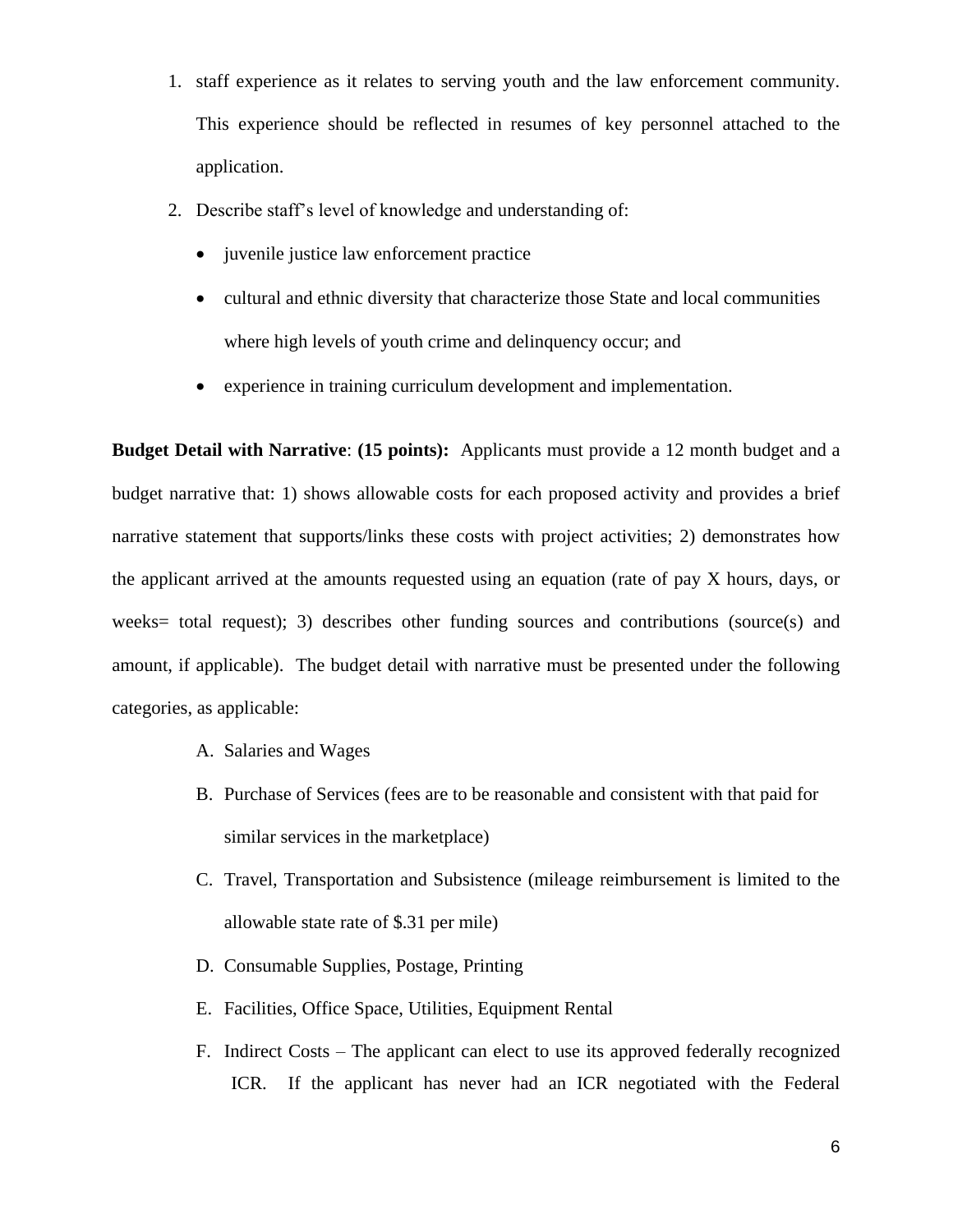1. staff experience as it relates to serving youth and the law enforcement community. This experience should be reflected in resumes of key personnel attached to the application.
2. Describe staff's level of knowledge and understanding of:
   - juvenile justice law enforcement practice
   - cultural and ethnic diversity that characterize those State and local communities where high levels of youth crime and delinquency occur; and
   - experience in training curriculum development and implementation.

**Budget Detail with Narrative**: **(15 points):** Applicants must provide a 12 month budget and a budget narrative that: 1) shows allowable costs for each proposed activity and provides a brief narrative statement that supports/links these costs with project activities; 2) demonstrates how the applicant arrived at the amounts requested using an equation (rate of pay X hours, days, or weeks= total request); 3) describes other funding sources and contributions (source(s) and amount, if applicable). The budget detail with narrative must be presented under the following categories, as applicable:

A. Salaries and Wages
B. Purchase of Services (fees are to be reasonable and consistent with that paid for similar services in the marketplace)
C. Travel, Transportation and Subsistence (mileage reimbursement is limited to the allowable state rate of $.31 per mile)
D. Consumable Supplies, Postage, Printing
E. Facilities, Office Space, Utilities, Equipment Rental
F. Indirect Costs – The applicant can elect to use its approved federally recognized ICR. If the applicant has never had an ICR negotiated with the Federal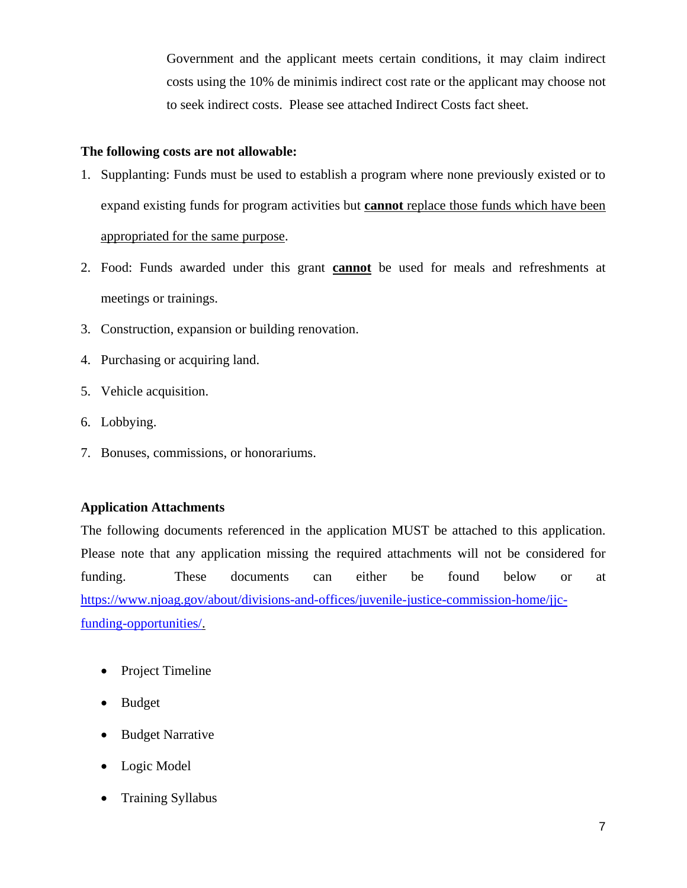Government and the applicant meets certain conditions, it may claim indirect costs using the 10% de minimis indirect cost rate or the applicant may choose not to seek indirect costs. Please see attached Indirect Costs fact sheet.

**The following costs are not allowable:**

1. Supplanting: Funds must be used to establish a program where none previously existed or to expand existing funds for program activities but **cannot** replace those funds which have been appropriated for the same purpose.
2. Food: Funds awarded under this grant **cannot** be used for meals and refreshments at meetings or trainings.
3. Construction, expansion or building renovation.
4. Purchasing or acquiring land.
5. Vehicle acquisition.
6. Lobbying.
7. Bonuses, commissions, or honorariums.

**Application Attachments**

The following documents referenced in the application MUST be attached to this application. Please note that any application missing the required attachments will not be considered for funding. These documents can either be found below or at https://www.njoag.gov/about/divisions-and-offices/juvenile-justice-commission-home/jjc-funding-opportunities/.

- Project Timeline
- Budget
- Budget Narrative
- Logic Model
- Training Syllabus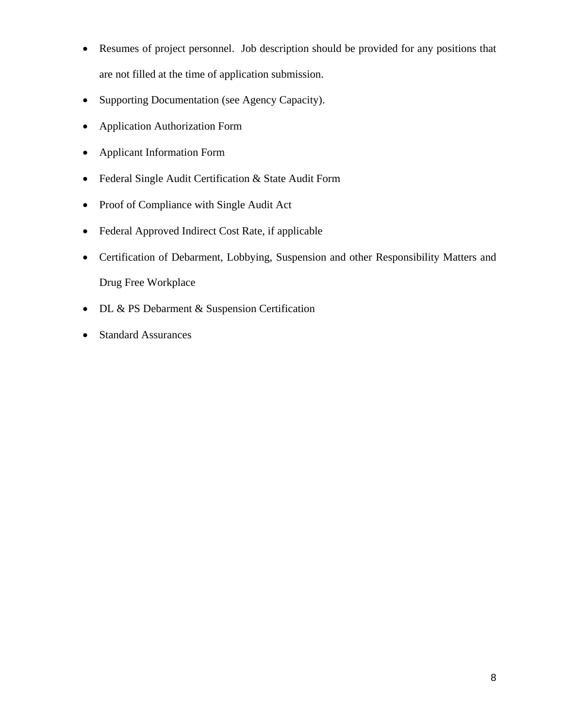- Resumes of project personnel.  Job description should be provided for any positions that are not filled at the time of application submission.
- Supporting Documentation (see Agency Capacity).
- Application Authorization Form
- Applicant Information Form
- Federal Single Audit Certification & State Audit Form
- Proof of Compliance with Single Audit Act
- Federal Approved Indirect Cost Rate, if applicable
- Certification of Debarment, Lobbying, Suspension and other Responsibility Matters and Drug Free Workplace
- DL & PS Debarment & Suspension Certification
- Standard Assurances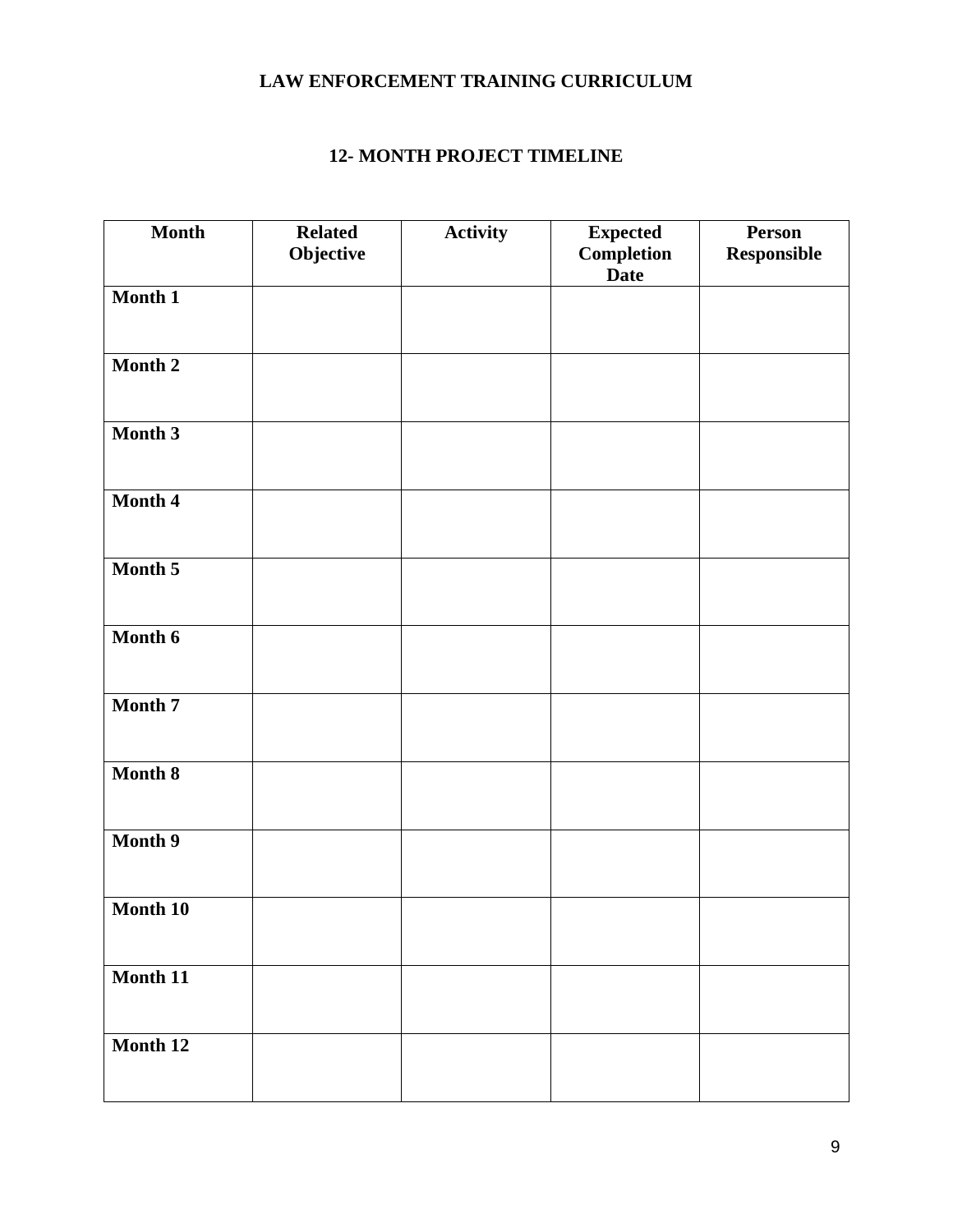**LAW ENFORCEMENT TRAINING CURRICULUM**

**12- MONTH PROJECT TIMELINE**

| Month | Related Objective | Activity | Expected Completion Date | Person Responsible |
|---|---|---|---|---|
| **Month 1** | | | | |
| **Month 2** | | | | |
| **Month 3** | | | | |
| **Month 4** | | | | |
| **Month 5** | | | | |
| **Month 6** | | | | |
| **Month 7** | | | | |
| **Month 8** | | | | |
| **Month 9** | | | | |
| **Month 10** | | | | |
| **Month 11** | | | | |
| **Month 12** | | | | |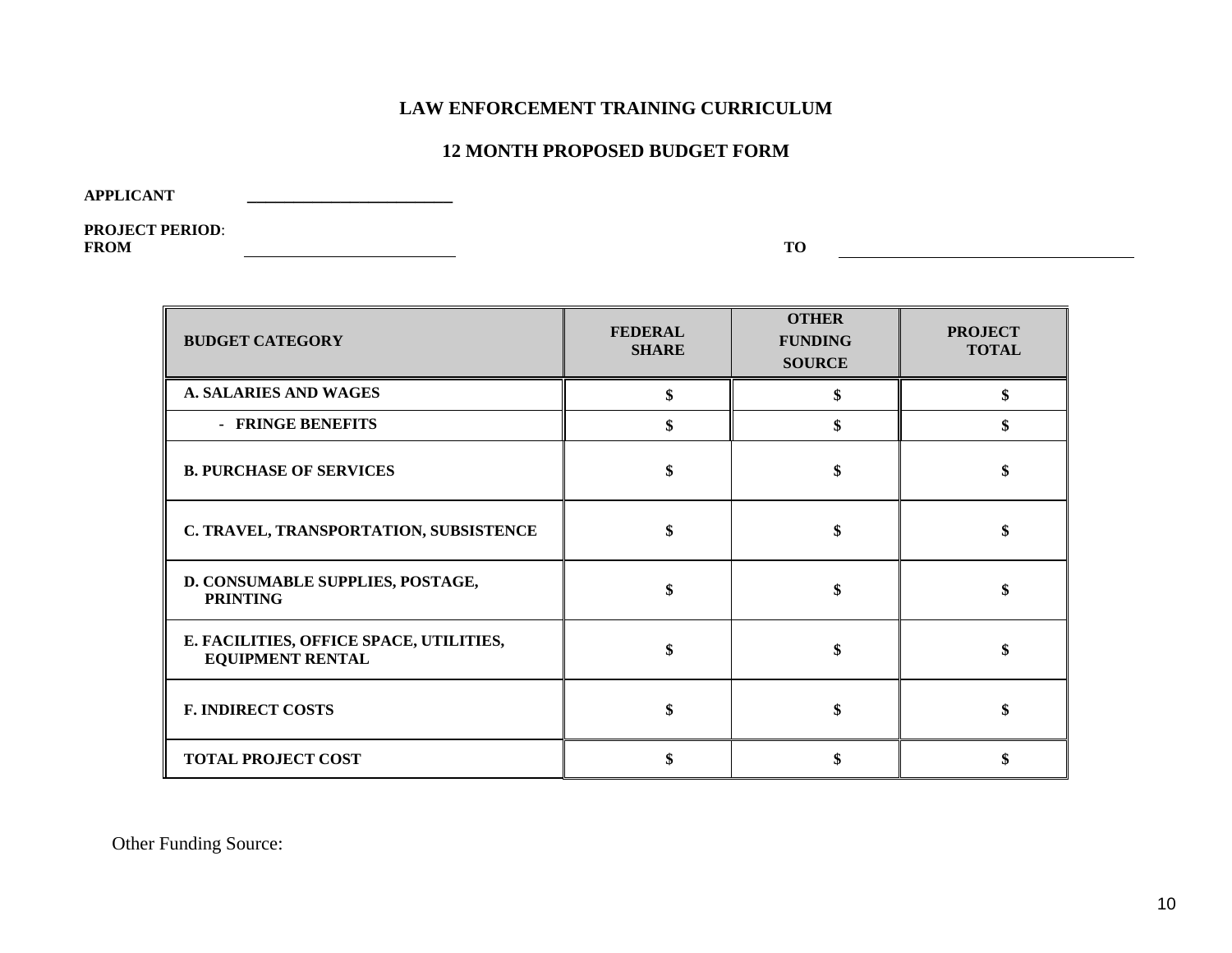# LAW ENFORCEMENT TRAINING CURRICULUM

## 12 MONTH PROPOSED BUDGET FORM

**APPLICANT** ________________________

**PROJECT PERIOD**:
**FROM** ________________________ **TO** ________________________

| BUDGET CATEGORY | FEDERAL SHARE | OTHER FUNDING SOURCE | PROJECT TOTAL |
|---|---|---|---|
| **A. SALARIES AND WAGES** | **$** | **$** | **$** |
| **- FRINGE BENEFITS** | **$** | **$** | **$** |
| **B. PURCHASE OF SERVICES** | **$** | **$** | **$** |
| **C. TRAVEL, TRANSPORTATION, SUBSISTENCE** | **$** | **$** | **$** |
| **D. CONSUMABLE SUPPLIES, POSTAGE, PRINTING** | **$** | **$** | **$** |
| **E. FACILITIES, OFFICE SPACE, UTILITIES, EQUIPMENT RENTAL** | **$** | **$** | **$** |
| **F. INDIRECT COSTS** | **$** | **$** | **$** |
| **TOTAL PROJECT COST** | **$** | **$** | **$** |

Other Funding Source: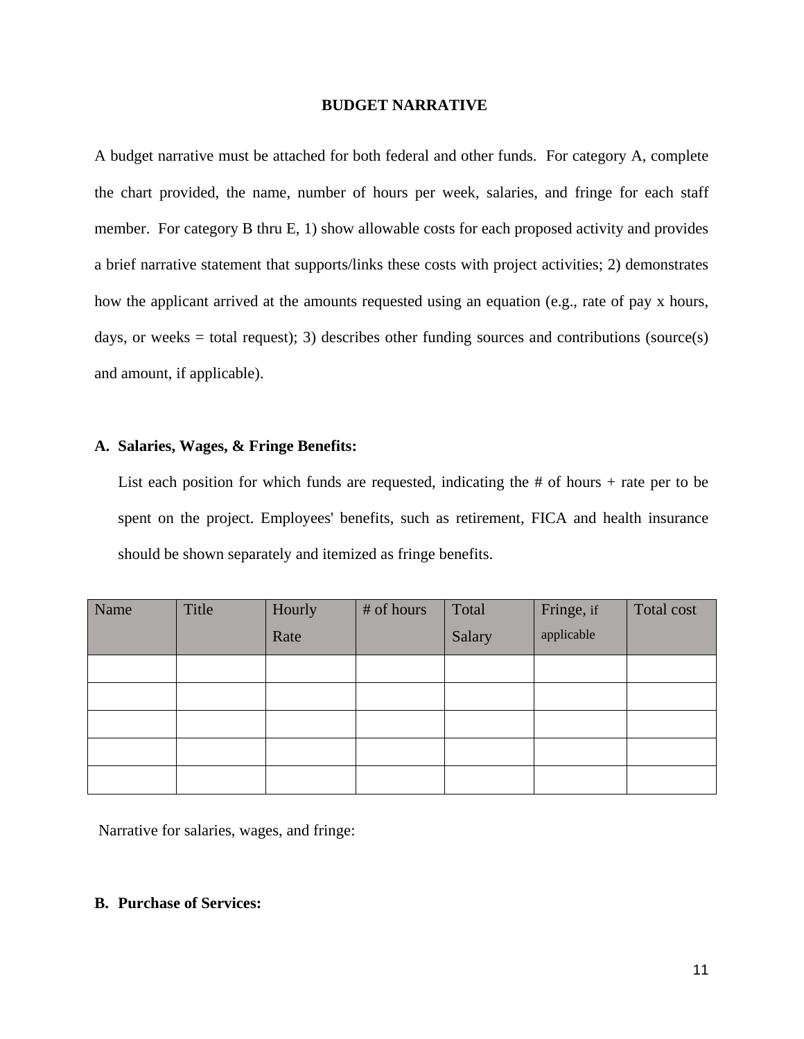## BUDGET NARRATIVE

A budget narrative must be attached for both federal and other funds. For category A, complete the chart provided, the name, number of hours per week, salaries, and fringe for each staff member. For category B thru E, 1) show allowable costs for each proposed activity and provides a brief narrative statement that supports/links these costs with project activities; 2) demonstrates how the applicant arrived at the amounts requested using an equation (e.g., rate of pay x hours, days, or weeks = total request); 3) describes other funding sources and contributions (source(s) and amount, if applicable).

**A. Salaries, Wages, & Fringe Benefits:**

List each position for which funds are requested, indicating the # of hours + rate per to be spent on the project. Employees' benefits, such as retirement, FICA and health insurance should be shown separately and itemized as fringe benefits.

| Name | Title | Hourly Rate | # of hours | Total Salary | Fringe, if applicable | Total cost |
| --- | --- | --- | --- | --- | --- | --- |
| | | | | | | |
| | | | | | | |
| | | | | | | |
| | | | | | | |
| | | | | | | |

Narrative for salaries, wages, and fringe:

**B. Purchase of Services:**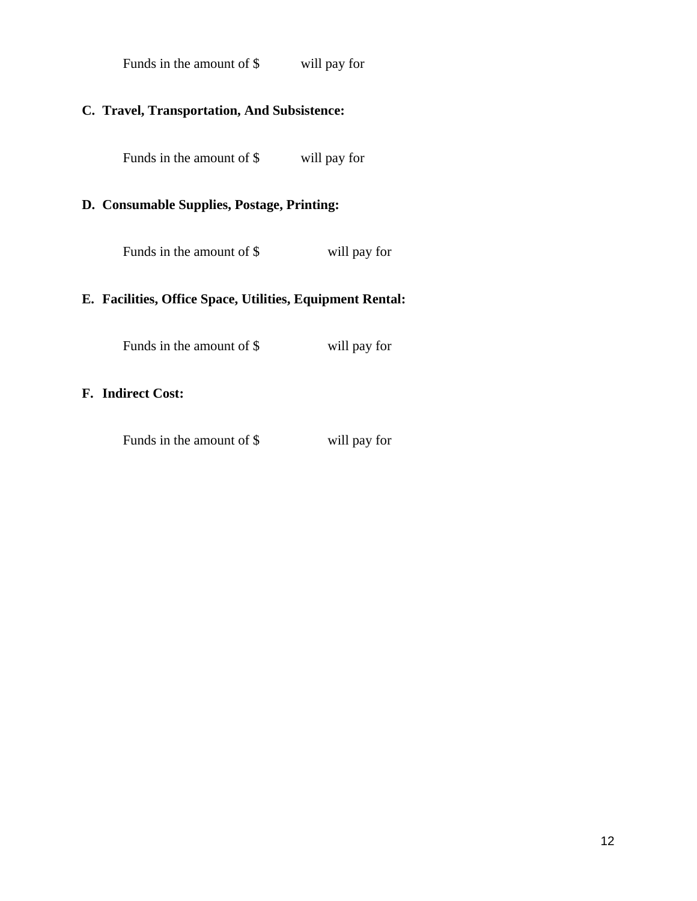Funds in the amount of $ will pay for

**C. Travel, Transportation, And Subsistence:**

Funds in the amount of $ will pay for

**D. Consumable Supplies, Postage, Printing:**

Funds in the amount of $ will pay for

**E. Facilities, Office Space, Utilities, Equipment Rental:**

Funds in the amount of $ will pay for

**F. Indirect Cost:**

Funds in the amount of $ will pay for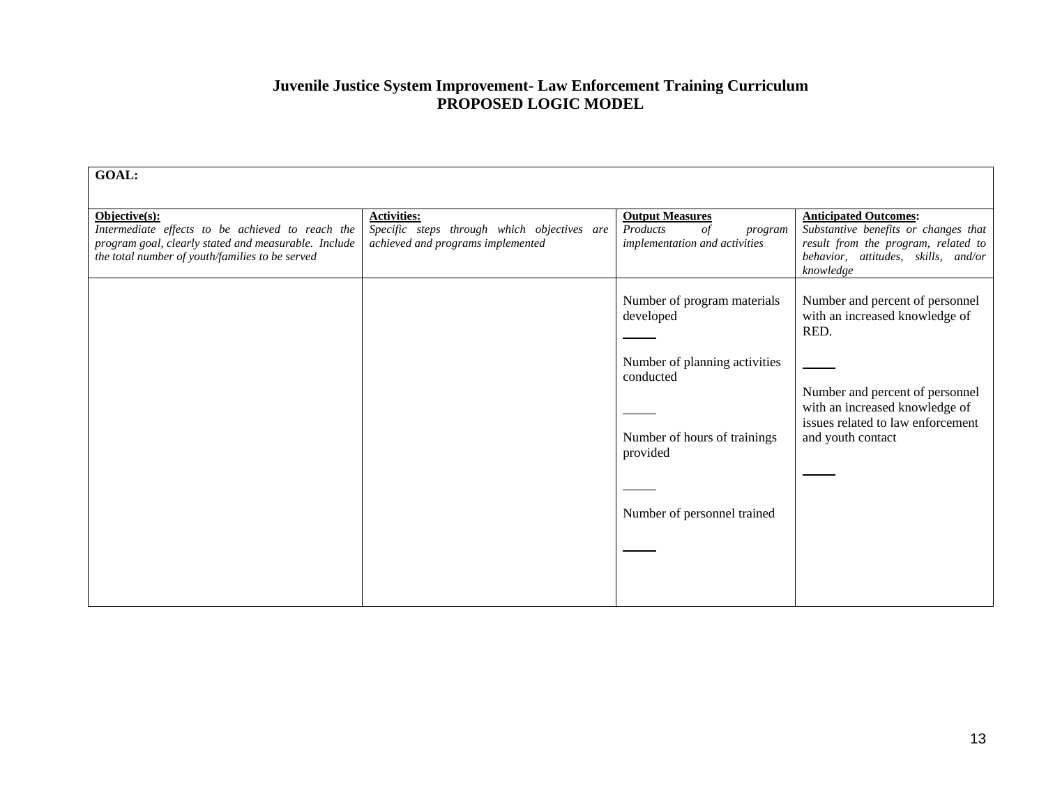# Juvenile Justice System Improvement- Law Enforcement Training Curriculum
## PROPOSED LOGIC MODEL

| **GOAL:** | | | |
|---|---|---|---|
| **Objective(s):** *Intermediate effects to be achieved to reach the program goal, clearly stated and measurable. Include the total number of youth/families to be served* | **Activities:** *Specific steps through which objectives are achieved and programs implemented* | **Output Measures** *Products of program implementation and activities* | **Anticipated Outcomes:** *Substantive benefits or changes that result from the program, related to behavior, attitudes, skills, and/or knowledge* |
| | | Number of program materials developed ____ Number of planning activities conducted ____ Number of hours of trainings provided ____ Number of personnel trained ____ | Number and percent of personnel with an increased knowledge of RED. ____ Number and percent of personnel with an increased knowledge of issues related to law enforcement and youth contact ____ |